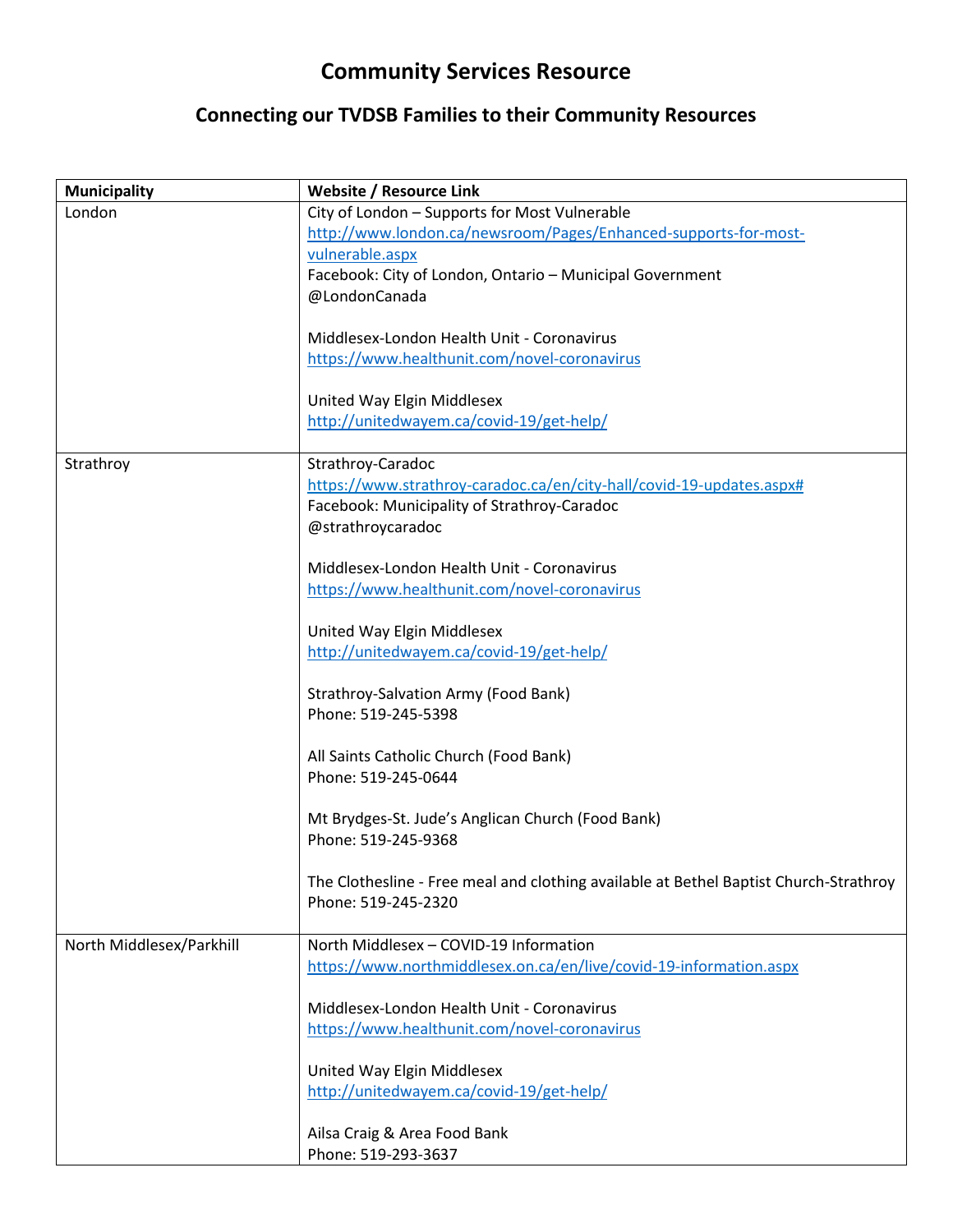# Community Services Resource

## Connecting our TVDSB Families to their Community Resources

| Municipality | Website / Resource Link |
| --- | --- |
| London | City of London – Supports for Most Vulnerable<br>http://www.london.ca/newsroom/Pages/Enhanced-supports-for-most-vulnerable.aspx<br>Facebook: City of London, Ontario – Municipal Government<br>@LondonCanada<br><br>Middlesex-London Health Unit - Coronavirus<br>https://www.healthunit.com/novel-coronavirus<br><br>United Way Elgin Middlesex<br>http://unitedwayem.ca/covid-19/get-help/ |
| Strathroy | Strathroy-Caradoc<br>https://www.strathroy-caradoc.ca/en/city-hall/covid-19-updates.aspx#<br>Facebook: Municipality of Strathroy-Caradoc<br>@strathroycaradoc<br><br>Middlesex-London Health Unit - Coronavirus<br>https://www.healthunit.com/novel-coronavirus<br><br>United Way Elgin Middlesex<br>http://unitedwayem.ca/covid-19/get-help/<br><br>Strathroy-Salvation Army (Food Bank)<br>Phone: 519-245-5398<br><br>All Saints Catholic Church (Food Bank)<br>Phone: 519-245-0644<br><br>Mt Brydges-St. Jude's Anglican Church (Food Bank)<br>Phone: 519-245-9368<br><br>The Clothesline - Free meal and clothing available at Bethel Baptist Church-Strathroy<br>Phone: 519-245-2320 |
| North Middlesex/Parkhill | North Middlesex – COVID-19 Information<br>https://www.northmiddlesex.on.ca/en/live/covid-19-information.aspx<br><br>Middlesex-London Health Unit - Coronavirus<br>https://www.healthunit.com/novel-coronavirus<br><br>United Way Elgin Middlesex<br>http://unitedwayem.ca/covid-19/get-help/<br><br>Ailsa Craig & Area Food Bank<br>Phone: 519-293-3637 |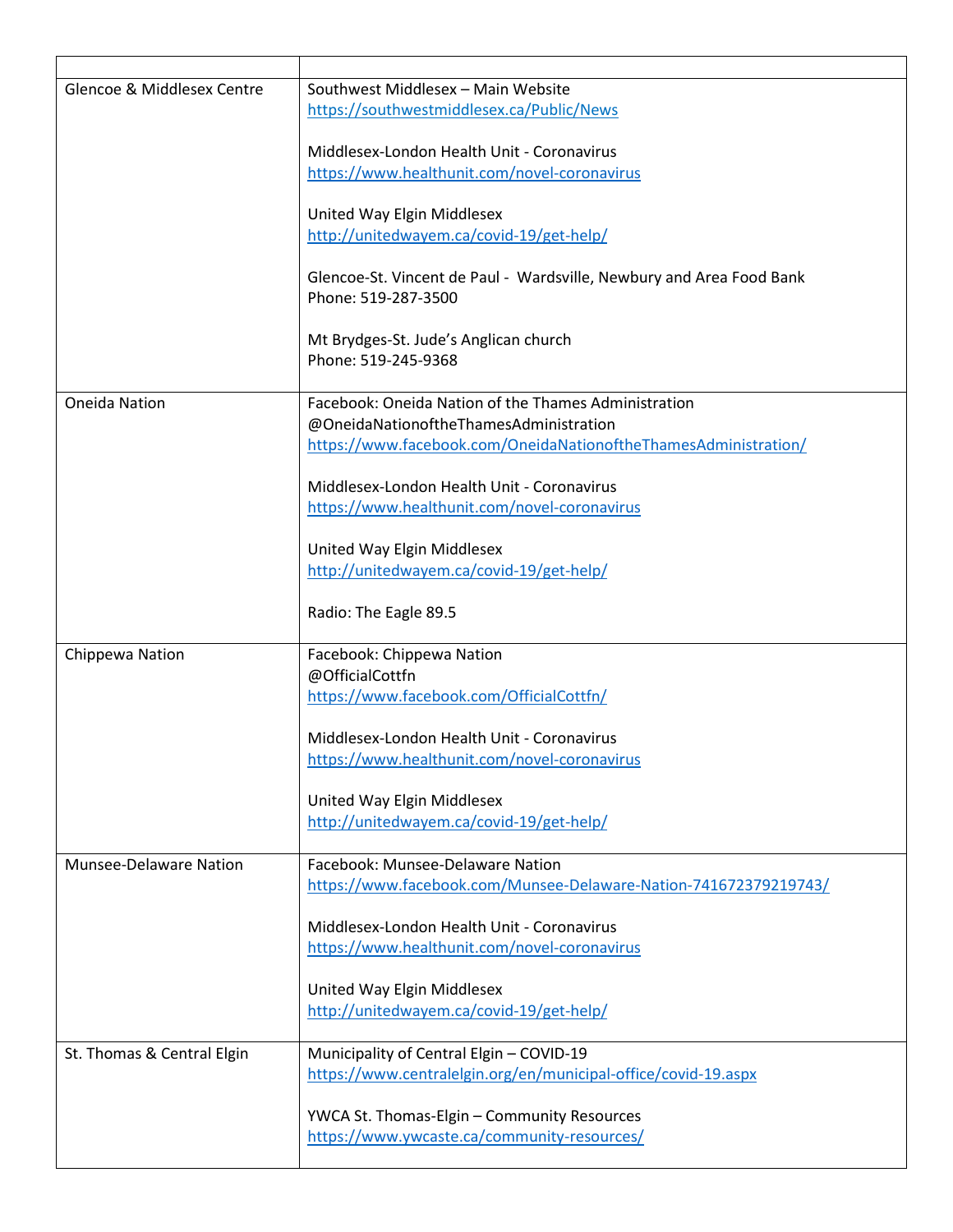| | |
|---|---|
| Glencoe & Middlesex Centre | Southwest Middlesex – Main Website<br>https://southwestmiddlesex.ca/Public/News<br><br>Middlesex-London Health Unit - Coronavirus<br>https://www.healthunit.com/novel-coronavirus<br><br>United Way Elgin Middlesex<br>http://unitedwayem.ca/covid-19/get-help/<br><br>Glencoe-St. Vincent de Paul - Wardsville, Newbury and Area Food Bank<br>Phone: 519-287-3500<br><br>Mt Brydges-St. Jude's Anglican church<br>Phone: 519-245-9368 |
| Oneida Nation | Facebook: Oneida Nation of the Thames Administration<br>@OneidaNationoftheThamesAdministration<br>https://www.facebook.com/OneidaNationoftheThamesAdministration/<br><br>Middlesex-London Health Unit - Coronavirus<br>https://www.healthunit.com/novel-coronavirus<br><br>United Way Elgin Middlesex<br>http://unitedwayem.ca/covid-19/get-help/<br><br>Radio: The Eagle 89.5 |
| Chippewa Nation | Facebook: Chippewa Nation<br>@OfficialCottfn<br>https://www.facebook.com/OfficialCottfn/<br><br>Middlesex-London Health Unit - Coronavirus<br>https://www.healthunit.com/novel-coronavirus<br><br>United Way Elgin Middlesex<br>http://unitedwayem.ca/covid-19/get-help/ |
| Munsee-Delaware Nation | Facebook: Munsee-Delaware Nation<br>https://www.facebook.com/Munsee-Delaware-Nation-741672379219743/<br><br>Middlesex-London Health Unit - Coronavirus<br>https://www.healthunit.com/novel-coronavirus<br><br>United Way Elgin Middlesex<br>http://unitedwayem.ca/covid-19/get-help/ |
| St. Thomas & Central Elgin | Municipality of Central Elgin – COVID-19<br>https://www.centralelgin.org/en/municipal-office/covid-19.aspx<br><br>YWCA St. Thomas-Elgin – Community Resources<br>https://www.ywcaste.ca/community-resources/ |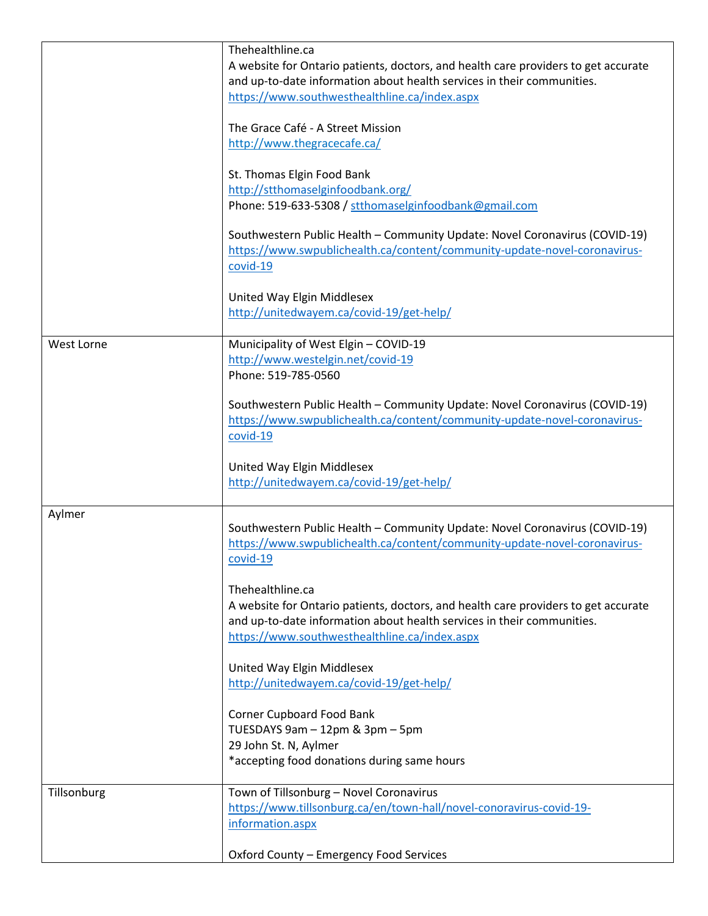| | |
|---|---|
| | Thehealthline.ca<br>A website for Ontario patients, doctors, and health care providers to get accurate and up-to-date information about health services in their communities.<br>https://www.southwesthealthline.ca/index.aspx<br><br>The Grace Café - A Street Mission<br>http://www.thegracecafe.ca/<br><br>St. Thomas Elgin Food Bank<br>http://stthomaselginfoodbank.org/<br>Phone: 519-633-5308 / stthomaselginfoodbank@gmail.com<br><br>Southwestern Public Health – Community Update: Novel Coronavirus (COVID-19)<br>https://www.swpublichealth.ca/content/community-update-novel-coronavirus-covid-19<br><br>United Way Elgin Middlesex<br>http://unitedwayem.ca/covid-19/get-help/ |
| West Lorne | Municipality of West Elgin – COVID-19<br>http://www.westelgin.net/covid-19<br>Phone: 519-785-0560<br><br>Southwestern Public Health – Community Update: Novel Coronavirus (COVID-19)<br>https://www.swpublichealth.ca/content/community-update-novel-coronavirus-covid-19<br><br>United Way Elgin Middlesex<br>http://unitedwayem.ca/covid-19/get-help/ |
| Aylmer | Southwestern Public Health – Community Update: Novel Coronavirus (COVID-19)<br>https://www.swpublichealth.ca/content/community-update-novel-coronavirus-covid-19<br><br>Thehealthline.ca<br>A website for Ontario patients, doctors, and health care providers to get accurate and up-to-date information about health services in their communities.<br>https://www.southwesthealthline.ca/index.aspx<br><br>United Way Elgin Middlesex<br>http://unitedwayem.ca/covid-19/get-help/<br><br>Corner Cupboard Food Bank<br>TUESDAYS 9am – 12pm & 3pm – 5pm<br>29 John St. N, Aylmer<br>*accepting food donations during same hours |
| Tillsonburg | Town of Tillsonburg – Novel Coronavirus<br>https://www.tillsonburg.ca/en/town-hall/novel-conoravirus-covid-19-information.aspx<br><br>Oxford County – Emergency Food Services |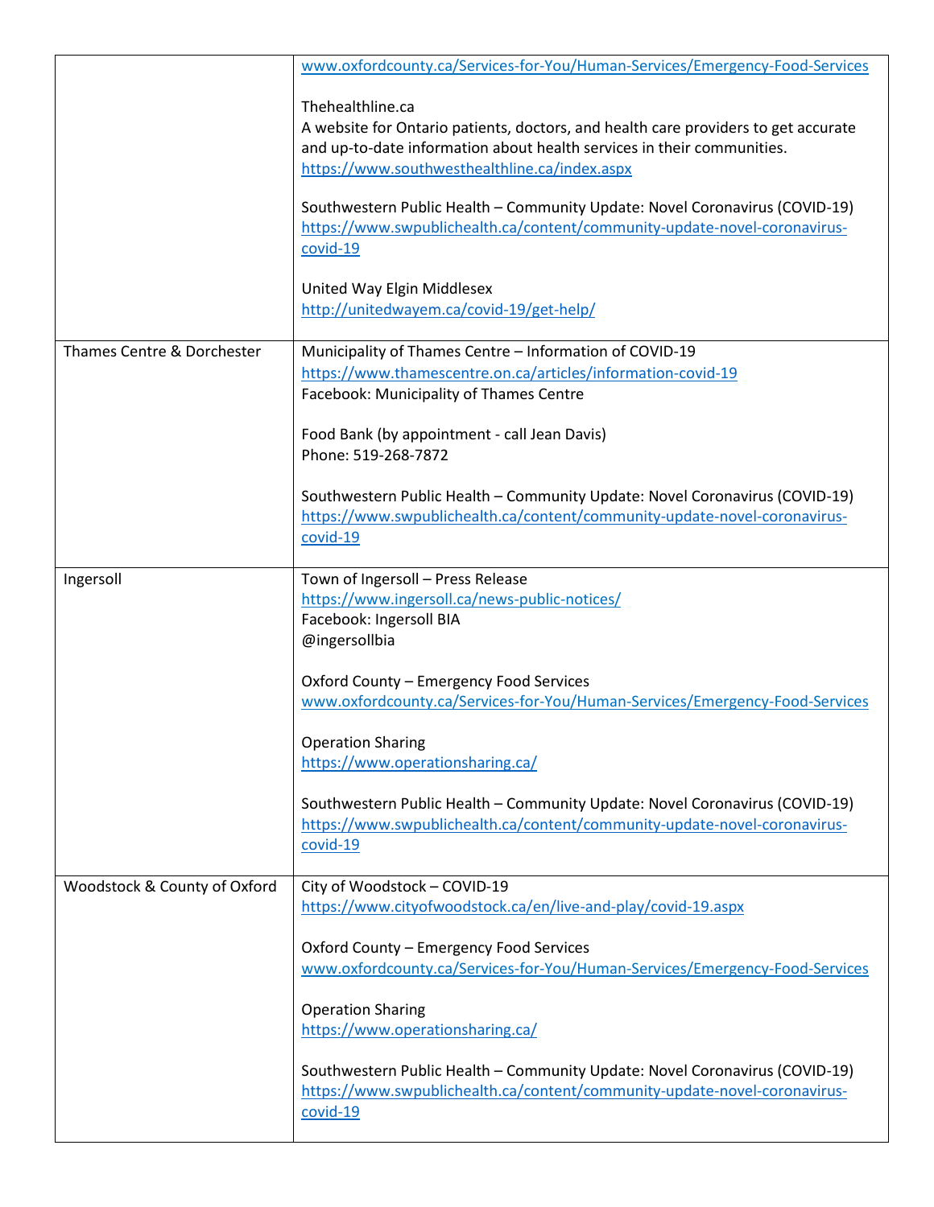| | |
|---|---|
| | www.oxfordcounty.ca/Services-for-You/Human-Services/Emergency-Food-Services<br><br>Thehealthline.ca<br>A website for Ontario patients, doctors, and health care providers to get accurate and up-to-date information about health services in their communities.<br>https://www.southwesthealthline.ca/index.aspx<br><br>Southwestern Public Health – Community Update: Novel Coronavirus (COVID-19)<br>https://www.swpublichealth.ca/content/community-update-novel-coronavirus-covid-19<br><br>United Way Elgin Middlesex<br>http://unitedwayem.ca/covid-19/get-help/ |
| Thames Centre & Dorchester | Municipality of Thames Centre – Information of COVID-19<br>https://www.thamescentre.on.ca/articles/information-covid-19<br>Facebook: Municipality of Thames Centre<br><br>Food Bank (by appointment - call Jean Davis)<br>Phone: 519-268-7872<br><br>Southwestern Public Health – Community Update: Novel Coronavirus (COVID-19)<br>https://www.swpublichealth.ca/content/community-update-novel-coronavirus-covid-19 |
| Ingersoll | Town of Ingersoll – Press Release<br>https://www.ingersoll.ca/news-public-notices/<br>Facebook: Ingersoll BIA<br>@ingersollbia<br><br>Oxford County – Emergency Food Services<br>www.oxfordcounty.ca/Services-for-You/Human-Services/Emergency-Food-Services<br><br>Operation Sharing<br>https://www.operationsharing.ca/<br><br>Southwestern Public Health – Community Update: Novel Coronavirus (COVID-19)<br>https://www.swpublichealth.ca/content/community-update-novel-coronavirus-covid-19 |
| Woodstock & County of Oxford | City of Woodstock – COVID-19<br>https://www.cityofwoodstock.ca/en/live-and-play/covid-19.aspx<br><br>Oxford County – Emergency Food Services<br>www.oxfordcounty.ca/Services-for-You/Human-Services/Emergency-Food-Services<br><br>Operation Sharing<br>https://www.operationsharing.ca/<br><br>Southwestern Public Health – Community Update: Novel Coronavirus (COVID-19)<br>https://www.swpublichealth.ca/content/community-update-novel-coronavirus-covid-19 |